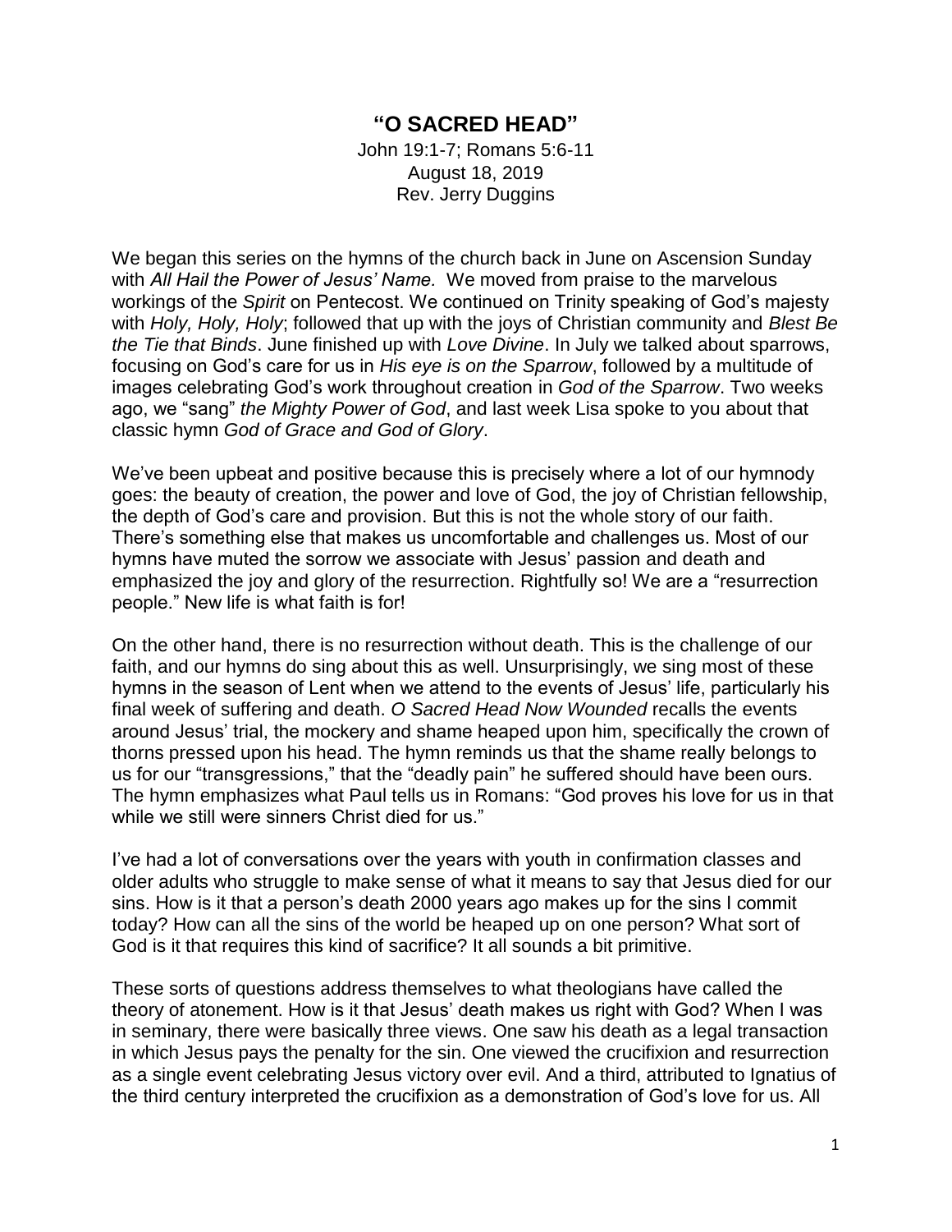# "O SACRED HEAD"

John 19:1-7; Romans 5:6-11
August 18, 2019
Rev. Jerry Duggins

We began this series on the hymns of the church back in June on Ascension Sunday with *All Hail the Power of Jesus' Name.* We moved from praise to the marvelous workings of the *Spirit* on Pentecost. We continued on Trinity speaking of God's majesty with *Holy, Holy, Holy*; followed that up with the joys of Christian community and *Blest Be the Tie that Binds*. June finished up with *Love Divine*. In July we talked about sparrows, focusing on God's care for us in *His eye is on the Sparrow*, followed by a multitude of images celebrating God's work throughout creation in *God of the Sparrow*. Two weeks ago, we "sang" *the Mighty Power of God*, and last week Lisa spoke to you about that classic hymn *God of Grace and God of Glory*.

We've been upbeat and positive because this is precisely where a lot of our hymnody goes: the beauty of creation, the power and love of God, the joy of Christian fellowship, the depth of God's care and provision. But this is not the whole story of our faith. There's something else that makes us uncomfortable and challenges us. Most of our hymns have muted the sorrow we associate with Jesus' passion and death and emphasized the joy and glory of the resurrection. Rightfully so! We are a "resurrection people." New life is what faith is for!

On the other hand, there is no resurrection without death. This is the challenge of our faith, and our hymns do sing about this as well. Unsurprisingly, we sing most of these hymns in the season of Lent when we attend to the events of Jesus' life, particularly his final week of suffering and death. *O Sacred Head Now Wounded* recalls the events around Jesus' trial, the mockery and shame heaped upon him, specifically the crown of thorns pressed upon his head. The hymn reminds us that the shame really belongs to us for our "transgressions," that the "deadly pain" he suffered should have been ours. The hymn emphasizes what Paul tells us in Romans: "God proves his love for us in that while we still were sinners Christ died for us."

I've had a lot of conversations over the years with youth in confirmation classes and older adults who struggle to make sense of what it means to say that Jesus died for our sins. How is it that a person's death 2000 years ago makes up for the sins I commit today? How can all the sins of the world be heaped up on one person? What sort of God is it that requires this kind of sacrifice? It all sounds a bit primitive.

These sorts of questions address themselves to what theologians have called the theory of atonement. How is it that Jesus' death makes us right with God? When I was in seminary, there were basically three views. One saw his death as a legal transaction in which Jesus pays the penalty for the sin. One viewed the crucifixion and resurrection as a single event celebrating Jesus victory over evil. And a third, attributed to Ignatius of the third century interpreted the crucifixion as a demonstration of God's love for us. All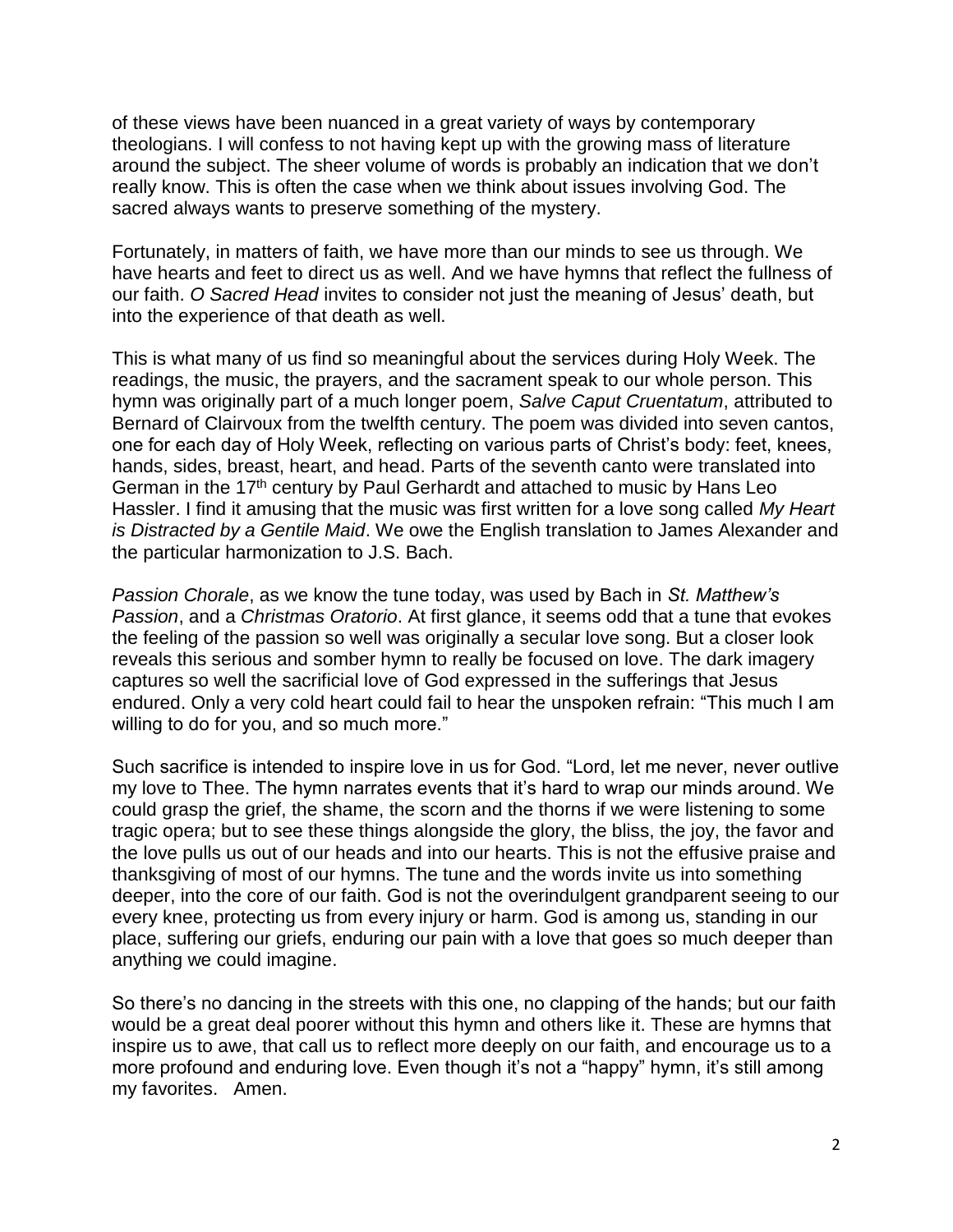of these views have been nuanced in a great variety of ways by contemporary theologians. I will confess to not having kept up with the growing mass of literature around the subject. The sheer volume of words is probably an indication that we don't really know. This is often the case when we think about issues involving God. The sacred always wants to preserve something of the mystery.

Fortunately, in matters of faith, we have more than our minds to see us through. We have hearts and feet to direct us as well. And we have hymns that reflect the fullness of our faith. *O Sacred Head* invites to consider not just the meaning of Jesus' death, but into the experience of that death as well.

This is what many of us find so meaningful about the services during Holy Week. The readings, the music, the prayers, and the sacrament speak to our whole person. This hymn was originally part of a much longer poem, *Salve Caput Cruentatum*, attributed to Bernard of Clairvoux from the twelfth century. The poem was divided into seven cantos, one for each day of Holy Week, reflecting on various parts of Christ's body: feet, knees, hands, sides, breast, heart, and head. Parts of the seventh canto were translated into German in the 17th century by Paul Gerhardt and attached to music by Hans Leo Hassler. I find it amusing that the music was first written for a love song called *My Heart is Distracted by a Gentile Maid*. We owe the English translation to James Alexander and the particular harmonization to J.S. Bach.

*Passion Chorale*, as we know the tune today, was used by Bach in *St. Matthew's Passion*, and a *Christmas Oratorio*. At first glance, it seems odd that a tune that evokes the feeling of the passion so well was originally a secular love song. But a closer look reveals this serious and somber hymn to really be focused on love. The dark imagery captures so well the sacrificial love of God expressed in the sufferings that Jesus endured. Only a very cold heart could fail to hear the unspoken refrain: "This much I am willing to do for you, and so much more."

Such sacrifice is intended to inspire love in us for God. "Lord, let me never, never outlive my love to Thee. The hymn narrates events that it's hard to wrap our minds around. We could grasp the grief, the shame, the scorn and the thorns if we were listening to some tragic opera; but to see these things alongside the glory, the bliss, the joy, the favor and the love pulls us out of our heads and into our hearts. This is not the effusive praise and thanksgiving of most of our hymns. The tune and the words invite us into something deeper, into the core of our faith. God is not the overindulgent grandparent seeing to our every knee, protecting us from every injury or harm. God is among us, standing in our place, suffering our griefs, enduring our pain with a love that goes so much deeper than anything we could imagine.

So there's no dancing in the streets with this one, no clapping of the hands; but our faith would be a great deal poorer without this hymn and others like it. These are hymns that inspire us to awe, that call us to reflect more deeply on our faith, and encourage us to a more profound and enduring love. Even though it's not a "happy" hymn, it's still among my favorites. Amen.